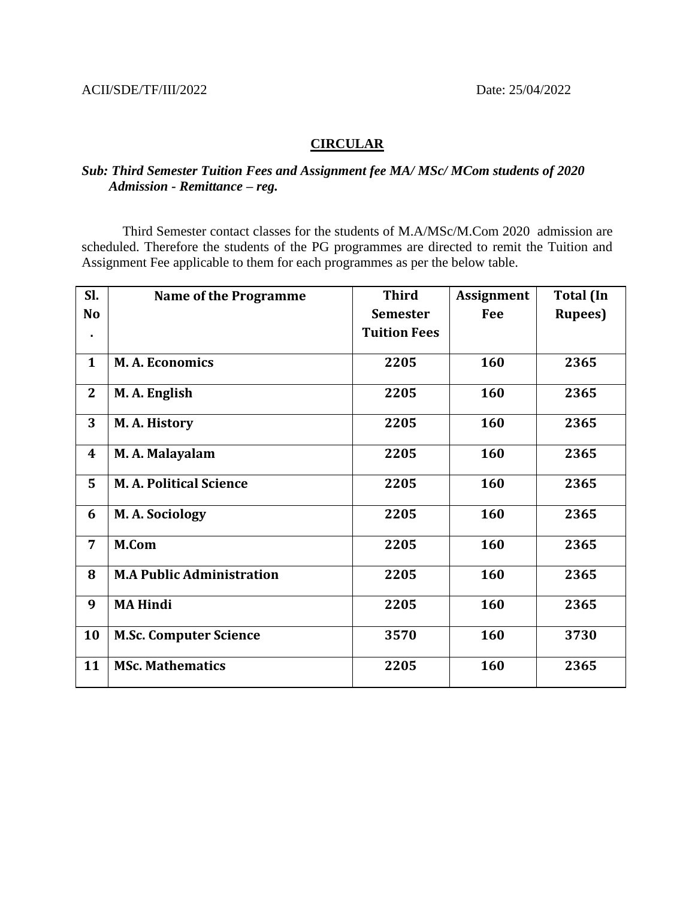ACII/SDE/TF/III/2022 Date: 25/04/2022

## CIRCULAR

***Sub: Third Semester Tuition Fees and Assignment fee MA/ MSc/ MCom students of 2020 Admission - Remittance – reg.***

Third Semester contact classes for the students of M.A/MSc/M.Com 2020 admission are scheduled. Therefore the students of the PG programmes are directed to remit the Tuition and Assignment Fee applicable to them for each programmes as per the below table.

| Sl. No. | Name of the Programme | Third Semester Tuition Fees | Assignment Fee | Total (In Rupees) |
|---|---|---|---|---|
| 1 | M. A. Economics | 2205 | 160 | 2365 |
| 2 | M. A. English | 2205 | 160 | 2365 |
| 3 | M. A. History | 2205 | 160 | 2365 |
| 4 | M. A. Malayalam | 2205 | 160 | 2365 |
| 5 | M. A. Political Science | 2205 | 160 | 2365 |
| 6 | M. A. Sociology | 2205 | 160 | 2365 |
| 7 | M.Com | 2205 | 160 | 2365 |
| 8 | M.A Public Administration | 2205 | 160 | 2365 |
| 9 | MA Hindi | 2205 | 160 | 2365 |
| 10 | M.Sc. Computer Science | 3570 | 160 | 3730 |
| 11 | MSc. Mathematics | 2205 | 160 | 2365 |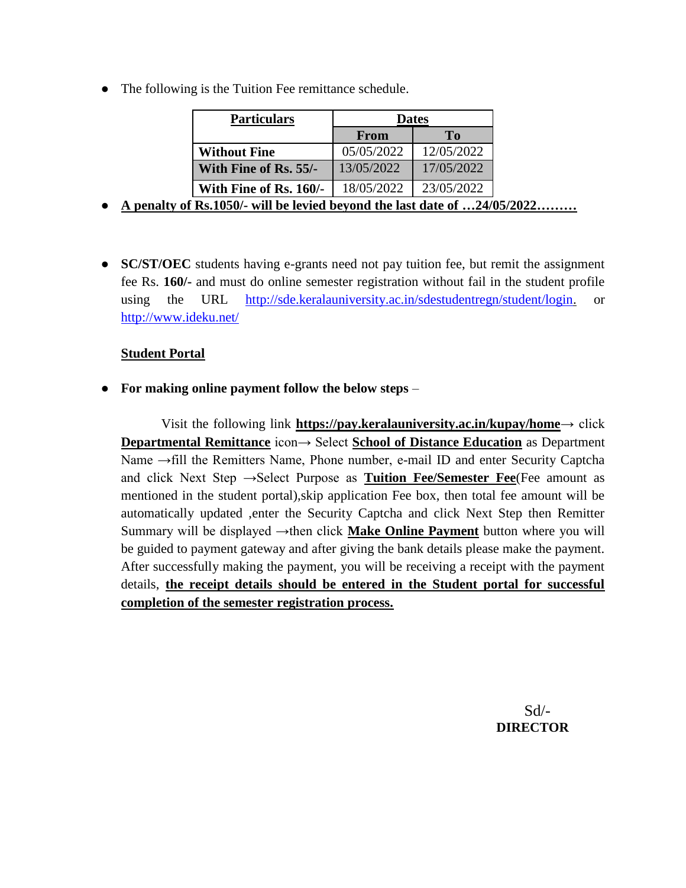- The following is the Tuition Fee remittance schedule.

| **Particulars** | **Dates** | |
|---|---|---|
| | **From** | **To** |
| **Without Fine** | 05/05/2022 | 12/05/2022 |
| **With Fine of Rs. 55/-** | 13/05/2022 | 17/05/2022 |
| **With Fine of Rs. 160/-** | 18/05/2022 | 23/05/2022 |

- **A penalty of Rs.1050/- will be levied beyond the last date of …24/05/2022………**

- **SC/ST/OEC** students having e-grants need not pay tuition fee, but remit the assignment fee Rs. **160/-** and must do online semester registration without fail in the student profile using the URL http://sde.keralauniversity.ac.in/sdestudentregn/student/login. or http://www.ideku.net/

**Student Portal**

- **For making online payment follow the below steps** –

  Visit the following link **https://pay.keralauniversity.ac.in/kupay/home**→ click **Departmental Remittance** icon→ Select **School of Distance Education** as Department Name →fill the Remitters Name, Phone number, e-mail ID and enter Security Captcha and click Next Step →Select Purpose as **Tuition Fee/Semester Fee**(Fee amount as mentioned in the student portal),skip application Fee box, then total fee amount will be automatically updated ,enter the Security Captcha and click Next Step then Remitter Summary will be displayed →then click **Make Online Payment** button where you will be guided to payment gateway and after giving the bank details please make the payment. After successfully making the payment, you will be receiving a receipt with the payment details, **the receipt details should be entered in the Student portal for successful completion of the semester registration process.**

Sd/-
**DIRECTOR**